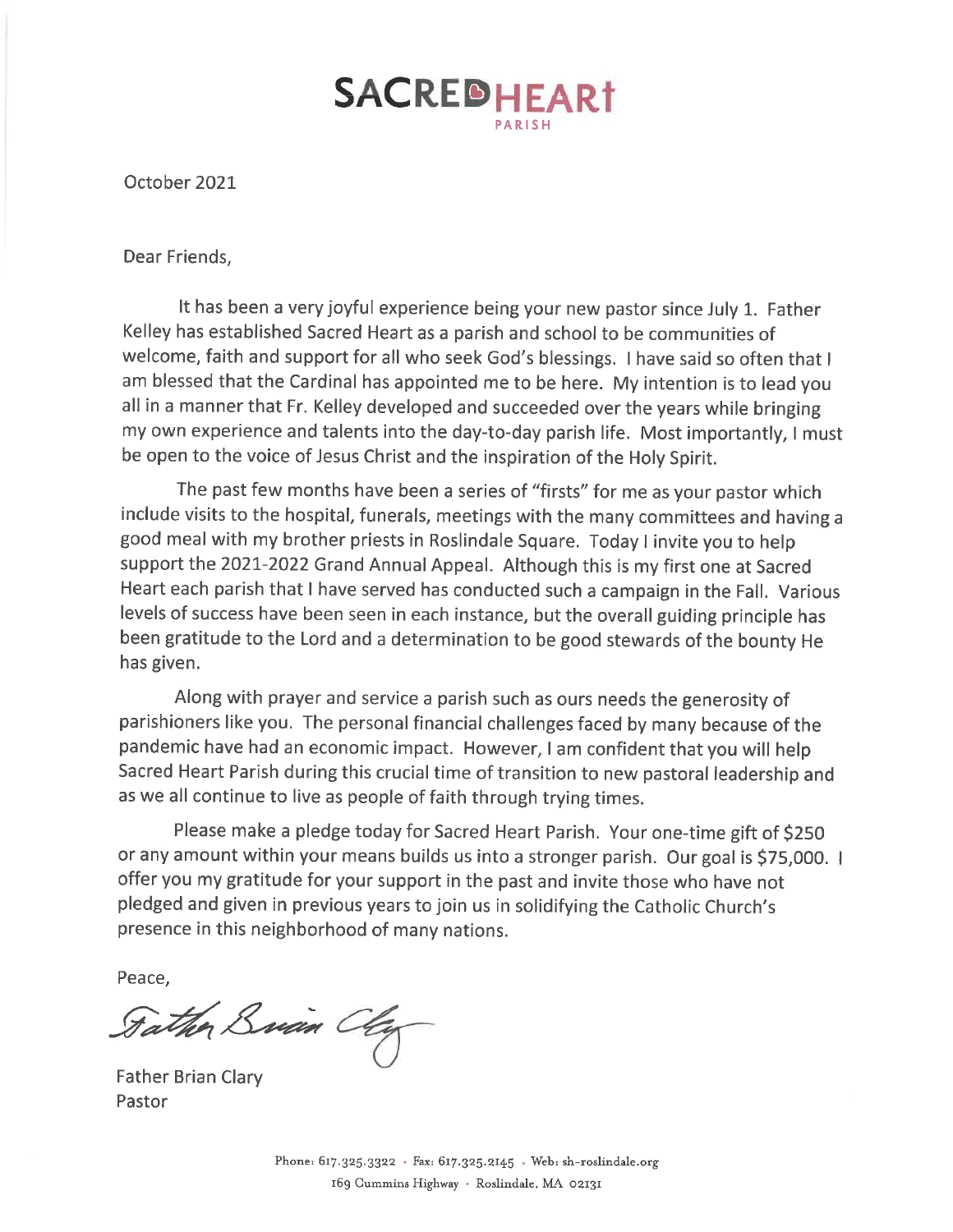# SACRED HEART
PARISH

October 2021

Dear Friends,

It has been a very joyful experience being your new pastor since July 1. Father Kelley has established Sacred Heart as a parish and school to be communities of welcome, faith and support for all who seek God's blessings. I have said so often that I am blessed that the Cardinal has appointed me to be here. My intention is to lead you all in a manner that Fr. Kelley developed and succeeded over the years while bringing my own experience and talents into the day-to-day parish life. Most importantly, I must be open to the voice of Jesus Christ and the inspiration of the Holy Spirit.

The past few months have been a series of "firsts" for me as your pastor which include visits to the hospital, funerals, meetings with the many committees and having a good meal with my brother priests in Roslindale Square. Today I invite you to help support the 2021-2022 Grand Annual Appeal. Although this is my first one at Sacred Heart each parish that I have served has conducted such a campaign in the Fall. Various levels of success have been seen in each instance, but the overall guiding principle has been gratitude to the Lord and a determination to be good stewards of the bounty He has given.

Along with prayer and service a parish such as ours needs the generosity of parishioners like you. The personal financial challenges faced by many because of the pandemic have had an economic impact. However, I am confident that you will help Sacred Heart Parish during this crucial time of transition to new pastoral leadership and as we all continue to live as people of faith through trying times.

Please make a pledge today for Sacred Heart Parish. Your one-time gift of $250 or any amount within your means builds us into a stronger parish. Our goal is $75,000. I offer you my gratitude for your support in the past and invite those who have not pledged and given in previous years to join us in solidifying the Catholic Church's presence in this neighborhood of many nations.

Peace,

*Father Brian Clary*

Father Brian Clary
Pastor

Phone: 617.325.3322 • Fax: 617.325.2145 • Web: sh-roslindale.org
169 Cummins Highway • Roslindale, MA 02131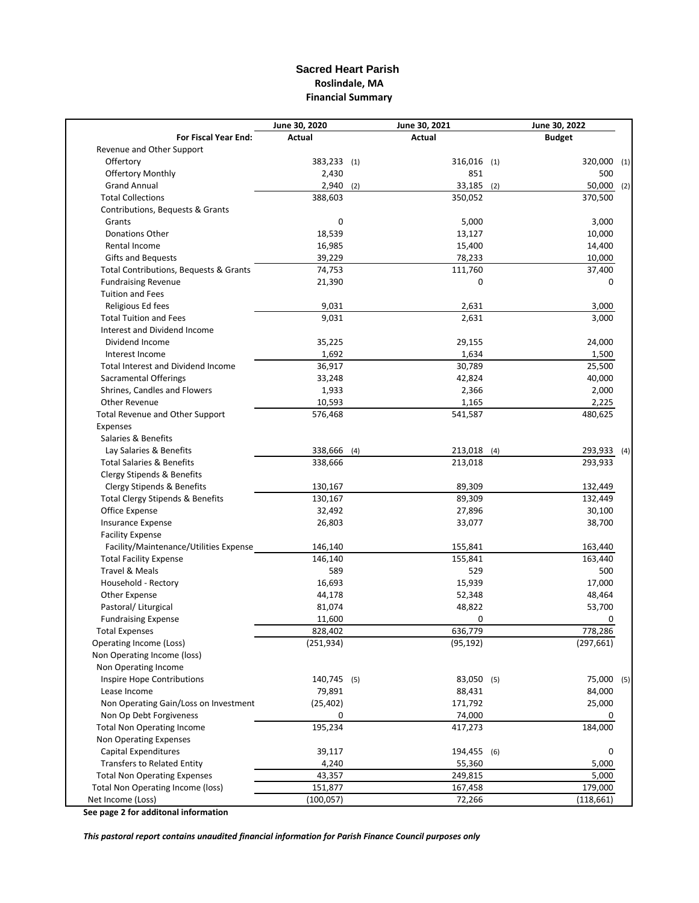# Sacred Heart Parish

## Roslindale, MA

## Financial Summary

| For Fiscal Year End: | June 30, 2020 Actual | | June 30, 2021 Actual | | June 30, 2022 Budget | |
|---|---|---|---|---|---|---|
| Revenue and Other Support | | | | | | |
| Offertory | 383,233 | (1) | 316,016 | (1) | 320,000 | (1) |
| Offertory Monthly | 2,430 | | 851 | | 500 | |
| Grand Annual | 2,940 | (2) | 33,185 | (2) | 50,000 | (2) |
| Total Collections | 388,603 | | 350,052 | | 370,500 | |
| Contributions, Bequests & Grants | | | | | | |
| Grants | 0 | | 5,000 | | 3,000 | |
| Donations Other | 18,539 | | 13,127 | | 10,000 | |
| Rental Income | 16,985 | | 15,400 | | 14,400 | |
| Gifts and Bequests | 39,229 | | 78,233 | | 10,000 | |
| Total Contributions, Bequests & Grants | 74,753 | | 111,760 | | 37,400 | |
| Fundraising Revenue | 21,390 | | 0 | | 0 | |
| Tuition and Fees | | | | | | |
| Religious Ed fees | 9,031 | | 2,631 | | 3,000 | |
| Total Tuition and Fees | 9,031 | | 2,631 | | 3,000 | |
| Interest and Dividend Income | | | | | | |
| Dividend Income | 35,225 | | 29,155 | | 24,000 | |
| Interest Income | 1,692 | | 1,634 | | 1,500 | |
| Total Interest and Dividend Income | 36,917 | | 30,789 | | 25,500 | |
| Sacramental Offerings | 33,248 | | 42,824 | | 40,000 | |
| Shrines, Candles and Flowers | 1,933 | | 2,366 | | 2,000 | |
| Other Revenue | 10,593 | | 1,165 | | 2,225 | |
| Total Revenue and Other Support | 576,468 | | 541,587 | | 480,625 | |
| Expenses | | | | | | |
| Salaries & Benefits | | | | | | |
| Lay Salaries & Benefits | 338,666 | (4) | 213,018 | (4) | 293,933 | (4) |
| Total Salaries & Benefits | 338,666 | | 213,018 | | 293,933 | |
| Clergy Stipends & Benefits | | | | | | |
| Clergy Stipends & Benefits | 130,167 | | 89,309 | | 132,449 | |
| Total Clergy Stipends & Benefits | 130,167 | | 89,309 | | 132,449 | |
| Office Expense | 32,492 | | 27,896 | | 30,100 | |
| Insurance Expense | 26,803 | | 33,077 | | 38,700 | |
| Facility Expense | | | | | | |
| Facility/Maintenance/Utilities Expense | 146,140 | | 155,841 | | 163,440 | |
| Total Facility Expense | 146,140 | | 155,841 | | 163,440 | |
| Travel & Meals | 589 | | 529 | | 500 | |
| Household - Rectory | 16,693 | | 15,939 | | 17,000 | |
| Other Expense | 44,178 | | 52,348 | | 48,464 | |
| Pastoral/ Liturgical | 81,074 | | 48,822 | | 53,700 | |
| Fundraising Expense | 11,600 | | 0 | | 0 | |
| Total Expenses | 828,402 | | 636,779 | | 778,286 | |
| Operating Income (Loss) | (251,934) | | (95,192) | | (297,661) | |
| Non Operating Income (loss) | | | | | | |
| Non Operating Income | | | | | | |
| Inspire Hope Contributions | 140,745 | (5) | 83,050 | (5) | 75,000 | (5) |
| Lease Income | 79,891 | | 88,431 | | 84,000 | |
| Non Operating Gain/Loss on Investment | (25,402) | | 171,792 | | 25,000 | |
| Non Op Debt Forgiveness | 0 | | 74,000 | | 0 | |
| Total Non Operating Income | 195,234 | | 417,273 | | 184,000 | |
| Non Operating Expenses | | | | | | |
| Capital Expenditures | 39,117 | | 194,455 | (6) | 0 | |
| Transfers to Related Entity | 4,240 | | 55,360 | | 5,000 | |
| Total Non Operating Expenses | 43,357 | | 249,815 | | 5,000 | |
| Total Non Operating Income (loss) | 151,877 | | 167,458 | | 179,000 | |
| Net Income (Loss) | (100,057) | | 72,266 | | (118,661) | |

**See page 2 for additonal information**

***This pastoral report contains unaudited financial information for Parish Finance Council purposes only***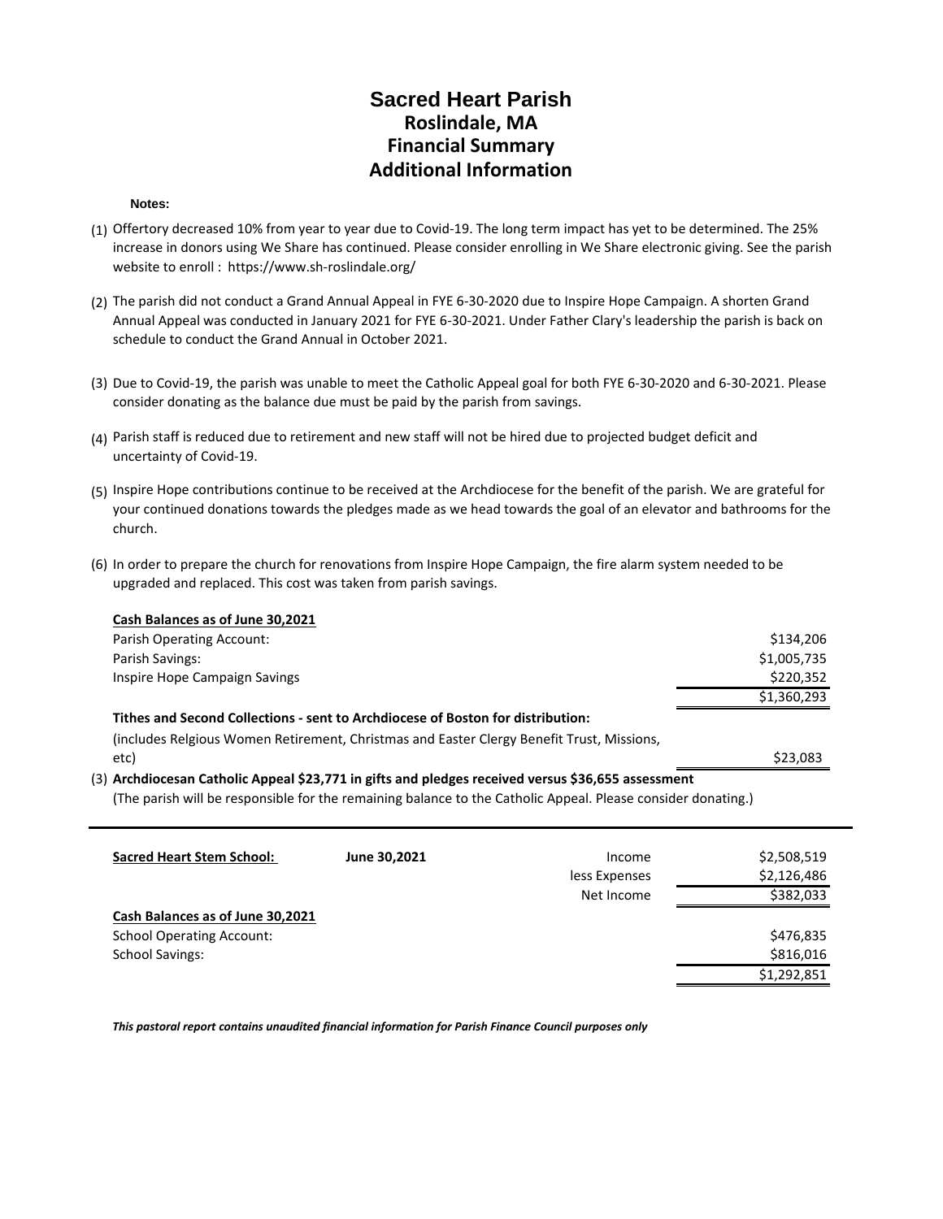# Sacred Heart Parish
## Roslindale, MA
## Financial Summary
## Additional Information

**Notes:**

(1) Offertory decreased 10% from year to year due to Covid-19. The long term impact has yet to be determined. The 25% increase in donors using We Share has continued. Please consider enrolling in We Share electronic giving. See the parish website to enroll : https://www.sh-roslindale.org/

(2) The parish did not conduct a Grand Annual Appeal in FYE 6-30-2020 due to Inspire Hope Campaign. A shorten Grand Annual Appeal was conducted in January 2021 for FYE 6-30-2021. Under Father Clary's leadership the parish is back on schedule to conduct the Grand Annual in October 2021.

(3) Due to Covid-19, the parish was unable to meet the Catholic Appeal goal for both FYE 6-30-2020 and 6-30-2021. Please consider donating as the balance due must be paid by the parish from savings.

(4) Parish staff is reduced due to retirement and new staff will not be hired due to projected budget deficit and uncertainty of Covid-19.

(5) Inspire Hope contributions continue to be received at the Archdiocese for the benefit of the parish. We are grateful for your continued donations towards the pledges made as we head towards the goal of an elevator and bathrooms for the church.

(6) In order to prepare the church for renovations from Inspire Hope Campaign, the fire alarm system needed to be upgraded and replaced. This cost was taken from parish savings.

| **Cash Balances as of June 30,2021** | |
|---|---|
| Parish Operating Account: | $134,206 |
| Parish Savings: | $1,005,735 |
| Inspire Hope Campaign Savings | $220,352 |
| | $1,360,293 |

**Tithes and Second Collections - sent to Archdiocese of Boston for distribution:**

(includes Relgious Women Retirement, Christmas and Easter Clergy Benefit Trust, Missions, etc) $23,083

(3) **Archdiocesan Catholic Appeal $23,771 in gifts and pledges received versus $36,655 assessment**

(The parish will be responsible for the remaining balance to the Catholic Appeal. Please consider donating.)

| **Sacred Heart Stem School:** | **June 30,2021** | | |
|---|---|---|---|
| | | Income | $2,508,519 |
| | | less Expenses | $2,126,486 |
| | | Net Income | $382,033 |
| **Cash Balances as of June 30,2021** | | | |
| School Operating Account: | | | $476,835 |
| School Savings: | | | $816,016 |
| | | | $1,292,851 |

***This pastoral report contains unaudited financial information for Parish Finance Council purposes only***